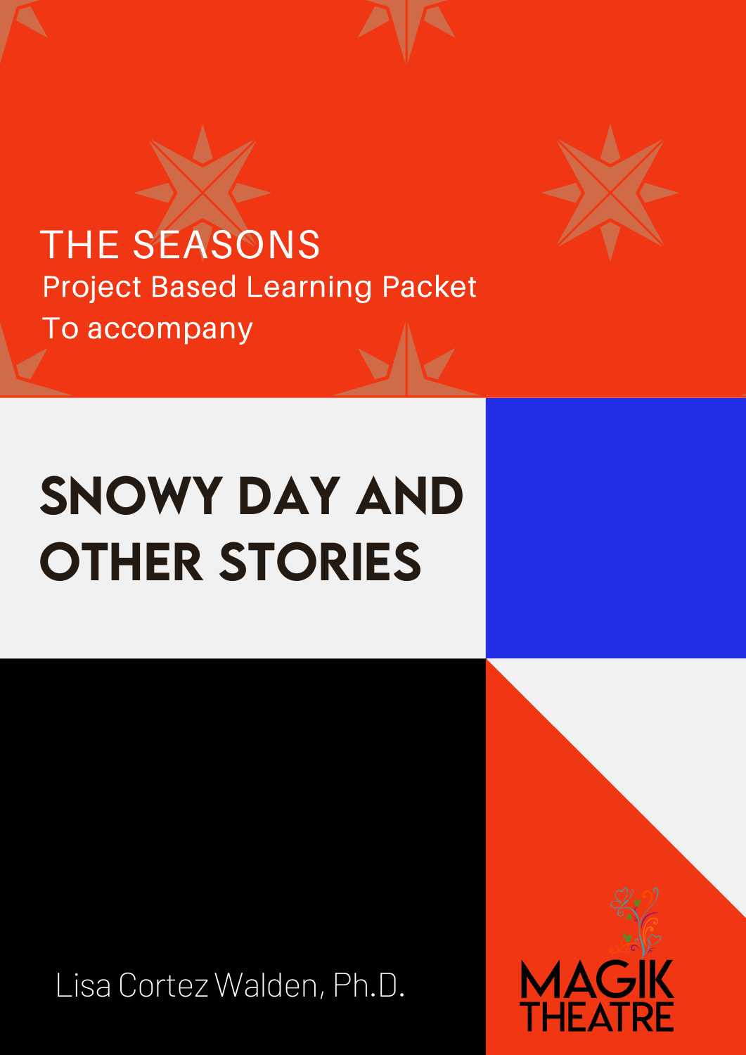THE SEASONS

Project Based Learning Packet

To accompany

# SNOWY DAY AND OTHER STORIES

Lisa Cortez Walden, Ph.D.

MAGIK THEATRE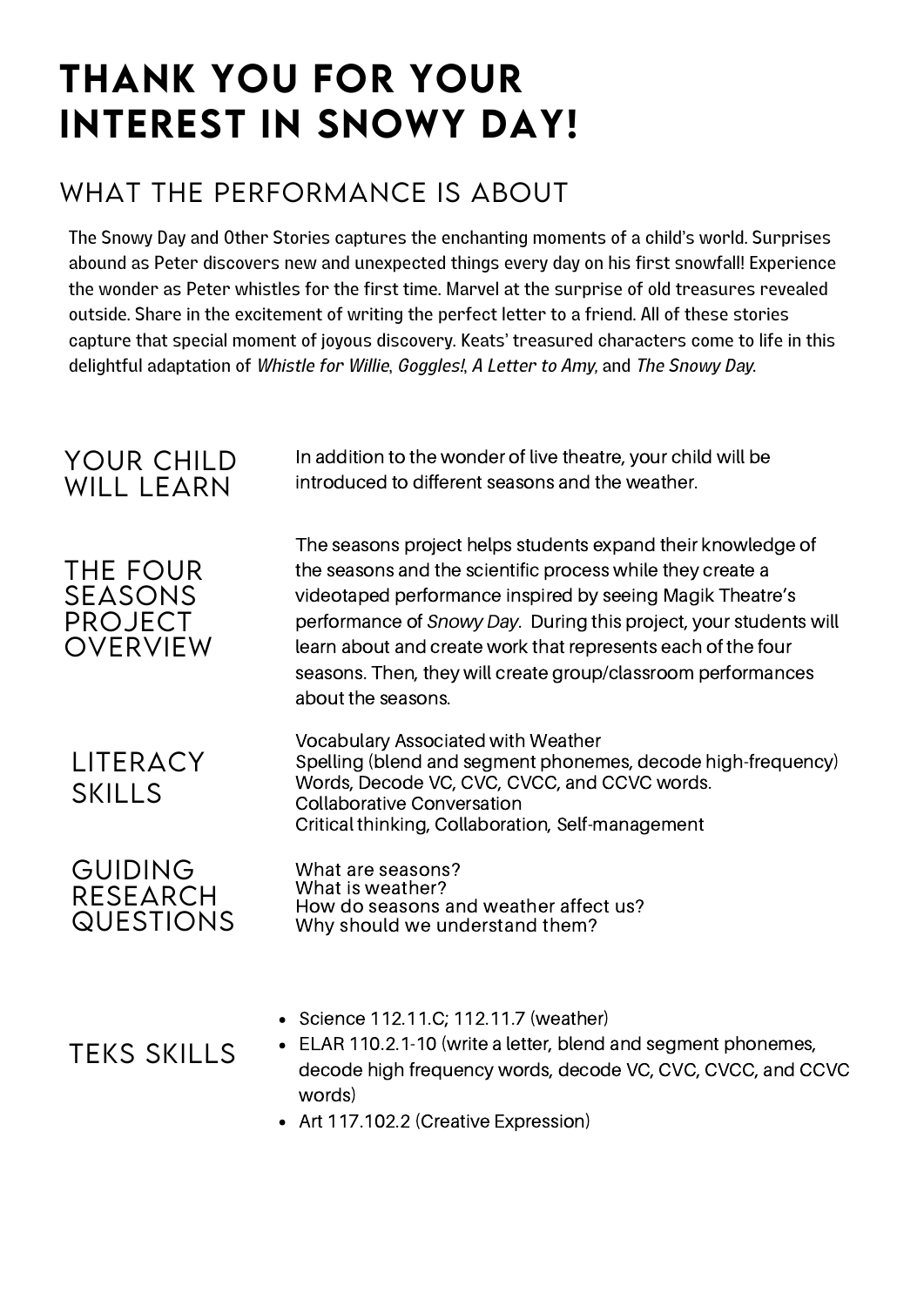# THANK YOU FOR YOUR INTEREST IN SNOWY DAY!

## WHAT THE PERFORMANCE IS ABOUT

The Snowy Day and Other Stories captures the enchanting moments of a child's world. Surprises abound as Peter discovers new and unexpected things every day on his first snowfall! Experience the wonder as Peter whistles for the first time. Marvel at the surprise of old treasures revealed outside. Share in the excitement of writing the perfect letter to a friend. All of these stories capture that special moment of joyous discovery. Keats' treasured characters come to life in this delightful adaptation of *Whistle for Willie*, *Goggles!*, *A Letter to Amy*, and *The Snowy Day*.

### YOUR CHILD WILL LEARN

In addition to the wonder of live theatre, your child will be introduced to different seasons and the weather.

### THE FOUR SEASONS PROJECT OVERVIEW

The seasons project helps students expand their knowledge of the seasons and the scientific process while they create a videotaped performance inspired by seeing Magik Theatre's performance of *Snowy Day*. During this project, your students will learn about and create work that represents each of the four seasons. Then, they will create group/classroom performances about the seasons.

### LITERACY SKILLS

Vocabulary Associated with Weather
Spelling (blend and segment phonemes, decode high-frequency) Words, Decode VC, CVC, CVCC, and CCVC words.
Collaborative Conversation
Critical thinking, Collaboration, Self-management

### GUIDING RESEARCH QUESTIONS

What are seasons?
What is weather?
How do seasons and weather affect us?
Why should we understand them?

### TEKS SKILLS

- Science 112.11.C; 112.11.7 (weather)
- ELAR 110.2.1-10 (write a letter, blend and segment phonemes, decode high frequency words, decode VC, CVC, CVCC, and CCVC words)
- Art 117.102.2 (Creative Expression)